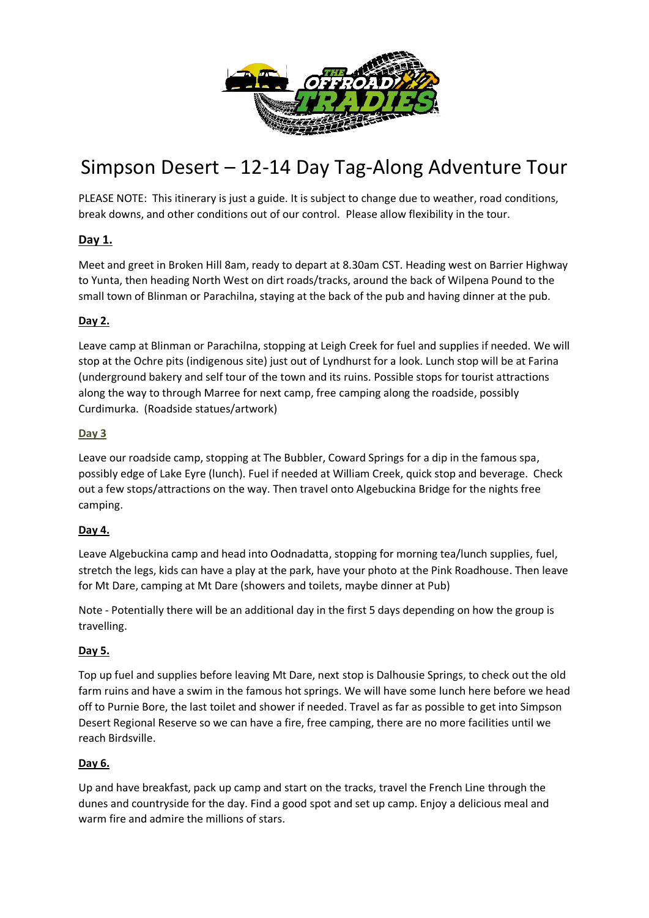# Simpson Desert – 12-14 Day Tag-Along Adventure Tour

PLEASE NOTE: This itinerary is just a guide. It is subject to change due to weather, road conditions, break downs, and other conditions out of our control. Please allow flexibility in the tour.

## Day 1.

Meet and greet in Broken Hill 8am, ready to depart at 8.30am CST. Heading west on Barrier Highway to Yunta, then heading North West on dirt roads/tracks, around the back of Wilpena Pound to the small town of Blinman or Parachilna, staying at the back of the pub and having dinner at the pub.

## Day 2.

Leave camp at Blinman or Parachilna, stopping at Leigh Creek for fuel and supplies if needed. We will stop at the Ochre pits (indigenous site) just out of Lyndhurst for a look. Lunch stop will be at Farina (underground bakery and self tour of the town and its ruins. Possible stops for tourist attractions along the way to through Marree for next camp, free camping along the roadside, possibly Curdimurka. (Roadside statues/artwork)

## Day 3

Leave our roadside camp, stopping at The Bubbler, Coward Springs for a dip in the famous spa, possibly edge of Lake Eyre (lunch). Fuel if needed at William Creek, quick stop and beverage. Check out a few stops/attractions on the way. Then travel onto Algebuckina Bridge for the nights free camping.

## Day 4.

Leave Algebuckina camp and head into Oodnadatta, stopping for morning tea/lunch supplies, fuel, stretch the legs, kids can have a play at the park, have your photo at the Pink Roadhouse. Then leave for Mt Dare, camping at Mt Dare (showers and toilets, maybe dinner at Pub)

Note - Potentially there will be an additional day in the first 5 days depending on how the group is travelling.

## Day 5.

Top up fuel and supplies before leaving Mt Dare, next stop is Dalhousie Springs, to check out the old farm ruins and have a swim in the famous hot springs. We will have some lunch here before we head off to Purnie Bore, the last toilet and shower if needed. Travel as far as possible to get into Simpson Desert Regional Reserve so we can have a fire, free camping, there are no more facilities until we reach Birdsville.

## Day 6.

Up and have breakfast, pack up camp and start on the tracks, travel the French Line through the dunes and countryside for the day. Find a good spot and set up camp. Enjoy a delicious meal and warm fire and admire the millions of stars.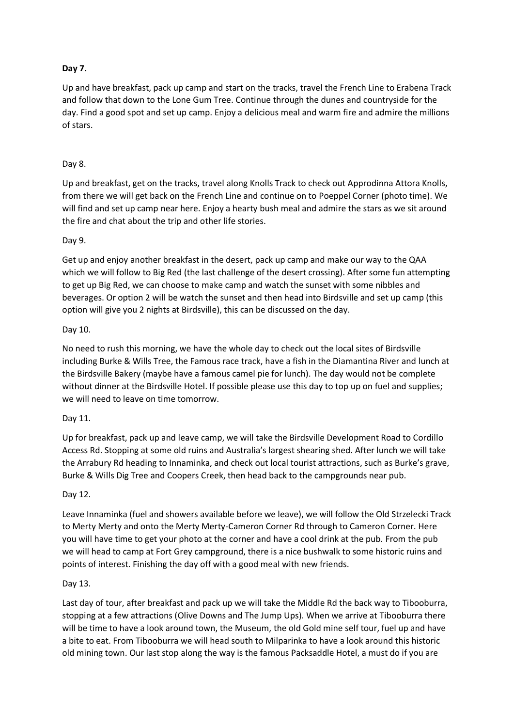**Day 7.**

Up and have breakfast, pack up camp and start on the tracks, travel the French Line to Erabena Track and follow that down to the Lone Gum Tree. Continue through the dunes and countryside for the day. Find a good spot and set up camp. Enjoy a delicious meal and warm fire and admire the millions of stars.

Day 8.

Up and breakfast, get on the tracks, travel along Knolls Track to check out Approdinna Attora Knolls, from there we will get back on the French Line and continue on to Poeppel Corner (photo time). We will find and set up camp near here. Enjoy a hearty bush meal and admire the stars as we sit around the fire and chat about the trip and other life stories.

Day 9.

Get up and enjoy another breakfast in the desert, pack up camp and make our way to the QAA which we will follow to Big Red (the last challenge of the desert crossing). After some fun attempting to get up Big Red, we can choose to make camp and watch the sunset with some nibbles and beverages. Or option 2 will be watch the sunset and then head into Birdsville and set up camp (this option will give you 2 nights at Birdsville), this can be discussed on the day.

Day 10.

No need to rush this morning, we have the whole day to check out the local sites of Birdsville including Burke & Wills Tree, the Famous race track, have a fish in the Diamantina River and lunch at the Birdsville Bakery (maybe have a famous camel pie for lunch). The day would not be complete without dinner at the Birdsville Hotel. If possible please use this day to top up on fuel and supplies; we will need to leave on time tomorrow.

Day 11.

Up for breakfast, pack up and leave camp, we will take the Birdsville Development Road to Cordillo Access Rd. Stopping at some old ruins and Australia's largest shearing shed. After lunch we will take the Arrabury Rd heading to Innaminka, and check out local tourist attractions, such as Burke's grave, Burke & Wills Dig Tree and Coopers Creek, then head back to the campgrounds near pub.

Day 12.

Leave Innaminka (fuel and showers available before we leave), we will follow the Old Strzelecki Track to Merty Merty and onto the Merty Merty-Cameron Corner Rd through to Cameron Corner. Here you will have time to get your photo at the corner and have a cool drink at the pub. From the pub we will head to camp at Fort Grey campground, there is a nice bushwalk to some historic ruins and points of interest. Finishing the day off with a good meal with new friends.

Day 13.

Last day of tour, after breakfast and pack up we will take the Middle Rd the back way to Tibooburra, stopping at a few attractions (Olive Downs and The Jump Ups). When we arrive at Tibooburra there will be time to have a look around town, the Museum, the old Gold mine self tour, fuel up and have a bite to eat. From Tibooburra we will head south to Milparinka to have a look around this historic old mining town. Our last stop along the way is the famous Packsaddle Hotel, a must do if you are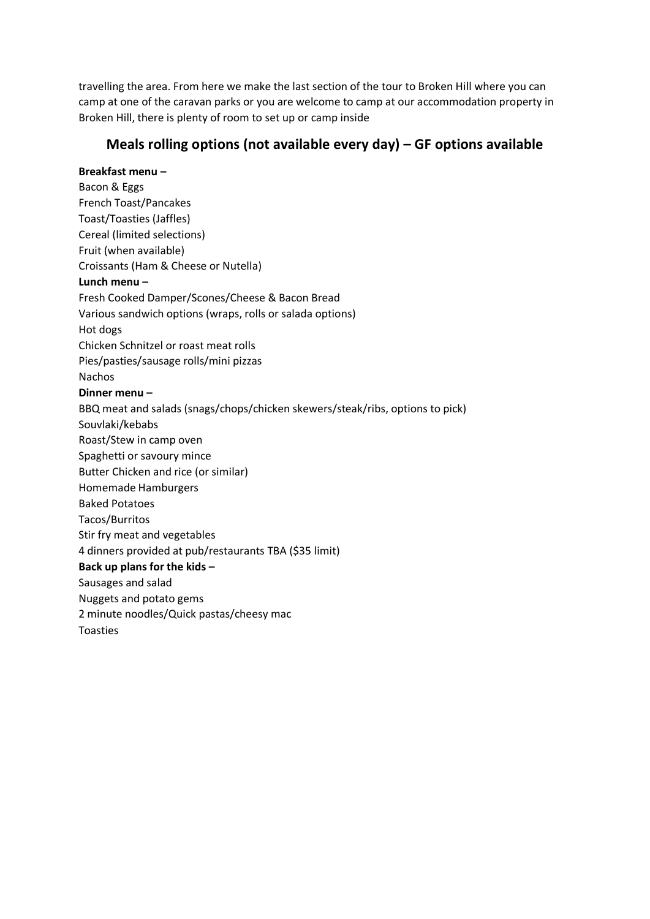travelling the area. From here we make the last section of the tour to Broken Hill where you can camp at one of the caravan parks or you are welcome to camp at our accommodation property in Broken Hill, there is plenty of room to set up or camp inside

## Meals rolling options (not available every day) – GF options available

**Breakfast menu –**

Bacon & Eggs
French Toast/Pancakes
Toast/Toasties (Jaffles)
Cereal (limited selections)
Fruit (when available)
Croissants (Ham & Cheese or Nutella)

**Lunch menu –**

Fresh Cooked Damper/Scones/Cheese & Bacon Bread
Various sandwich options (wraps, rolls or salada options)
Hot dogs
Chicken Schnitzel or roast meat rolls
Pies/pasties/sausage rolls/mini pizzas
Nachos

**Dinner menu –**

BBQ meat and salads (snags/chops/chicken skewers/steak/ribs, options to pick)
Souvlaki/kebabs
Roast/Stew in camp oven
Spaghetti or savoury mince
Butter Chicken and rice (or similar)
Homemade Hamburgers
Baked Potatoes
Tacos/Burritos
Stir fry meat and vegetables
4 dinners provided at pub/restaurants TBA ($35 limit)

**Back up plans for the kids –**

Sausages and salad
Nuggets and potato gems
2 minute noodles/Quick pastas/cheesy mac
Toasties